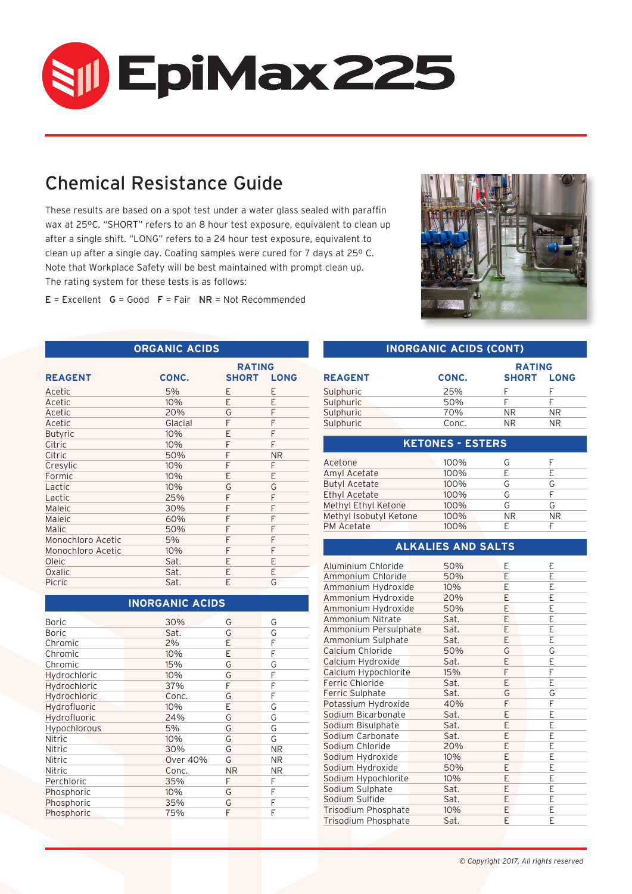# EpiMax 225

## Chemical Resistance Guide

These results are based on a spot test under a water glass sealed with paraffin wax at 25ºC. "SHORT" refers to an 8 hour test exposure, equivalent to clean up after a single shift. "LONG" refers to a 24 hour test exposure, equivalent to clean up after a single day. Coating samples were cured for 7 days at 25º C. Note that Workplace Safety will be best maintained with prompt clean up. The rating system for these tests is as follows:

**E** = Excellent **G** = Good **F** = Fair **NR** = Not Recommended

### ORGANIC ACIDS

| REAGENT | CONC. | RATING SHORT | RATING LONG |
|---|---|---|---|
| Acetic | 5% | E | E |
| Acetic | 10% | E | E |
| Acetic | 20% | G | F |
| Acetic | Glacial | F | F |
| Butyric | 10% | E | F |
| Citric | 10% | F | F |
| Citric | 50% | F | NR |
| Cresylic | 10% | F | F |
| Formic | 10% | E | E |
| Lactic | 10% | G | G |
| Lactic | 25% | F | F |
| Maleic | 30% | F | F |
| Maleic | 60% | F | F |
| Malic | 50% | F | F |
| Monochloro Acetic | 5% | F | F |
| Monochloro Acetic | 10% | F | F |
| Oleic | Sat. | E | E |
| Oxalic | Sat. | E | E |
| Picric | Sat. | E | G |

### INORGANIC ACIDS

| REAGENT | CONC. | RATING SHORT | RATING LONG |
|---|---|---|---|
| Boric | 30% | G | G |
| Boric | Sat. | G | G |
| Chromic | 2% | E | F |
| Chromic | 10% | E | F |
| Chromic | 15% | G | G |
| Hydrochloric | 10% | G | F |
| Hydrochloric | 37% | F | F |
| Hydrochloric | Conc. | G | F |
| Hydrofluoric | 10% | E | G |
| Hydrofluoric | 24% | G | G |
| Hypochlorous | 5% | G | G |
| Nitric | 10% | G | G |
| Nitric | 30% | G | NR |
| Nitric | Over 40% | G | NR |
| Nitric | Conc. | NR | NR |
| Perchloric | 35% | F | F |
| Phosphoric | 10% | G | F |
| Phosphoric | 35% | G | F |
| Phosphoric | 75% | F | F |
| Sulphuric | 25% | F | F |
| Sulphuric | 50% | F | F |
| Sulphuric | 70% | NR | NR |
| Sulphuric | Conc. | NR | NR |

### KETONES - ESTERS

| REAGENT | CONC. | RATING SHORT | RATING LONG |
|---|---|---|---|
| Acetone | 100% | G | F |
| Amyl Acetate | 100% | E | E |
| Butyl Acetate | 100% | G | G |
| Ethyl Acetate | 100% | G | F |
| Methyl Ethyl Ketone | 100% | G | G |
| Methyl Isobutyl Ketone | 100% | NR | NR |
| PM Acetate | 100% | E | F |

### ALKALIES AND SALTS

| REAGENT | CONC. | RATING SHORT | RATING LONG |
|---|---|---|---|
| Aluminium Chloride | 50% | E | E |
| Ammonium Chloride | 50% | E | E |
| Ammonium Hydroxide | 10% | E | E |
| Ammonium Hydroxide | 20% | E | E |
| Ammonium Hydroxide | 50% | E | E |
| Ammonium Nitrate | Sat. | E | E |
| Ammonium Persulphate | Sat. | E | E |
| Ammonium Sulphate | Sat. | E | E |
| Calcium Chloride | 50% | G | G |
| Calcium Hydroxide | Sat. | E | E |
| Calcium Hypochlorite | 15% | F | F |
| Ferric Chloride | Sat. | E | E |
| Ferric Sulphate | Sat. | G | G |
| Potassium Hydroxide | 40% | F | F |
| Sodium Bicarbonate | Sat. | E | E |
| Sodium Bisulphate | Sat. | E | E |
| Sodium Carbonate | Sat. | E | E |
| Sodium Chloride | 20% | E | E |
| Sodium Hydroxide | 10% | E | E |
| Sodium Hydroxide | 50% | E | E |
| Sodium Hypochlorite | 10% | E | E |
| Sodium Sulphate | Sat. | E | E |
| Sodium Sulfide | Sat. | E | E |
| Trisodium Phosphate | 10% | E | E |
| Trisodium Phosphate | Sat. | E | E |

*© Copyright 2017, All rights reserved*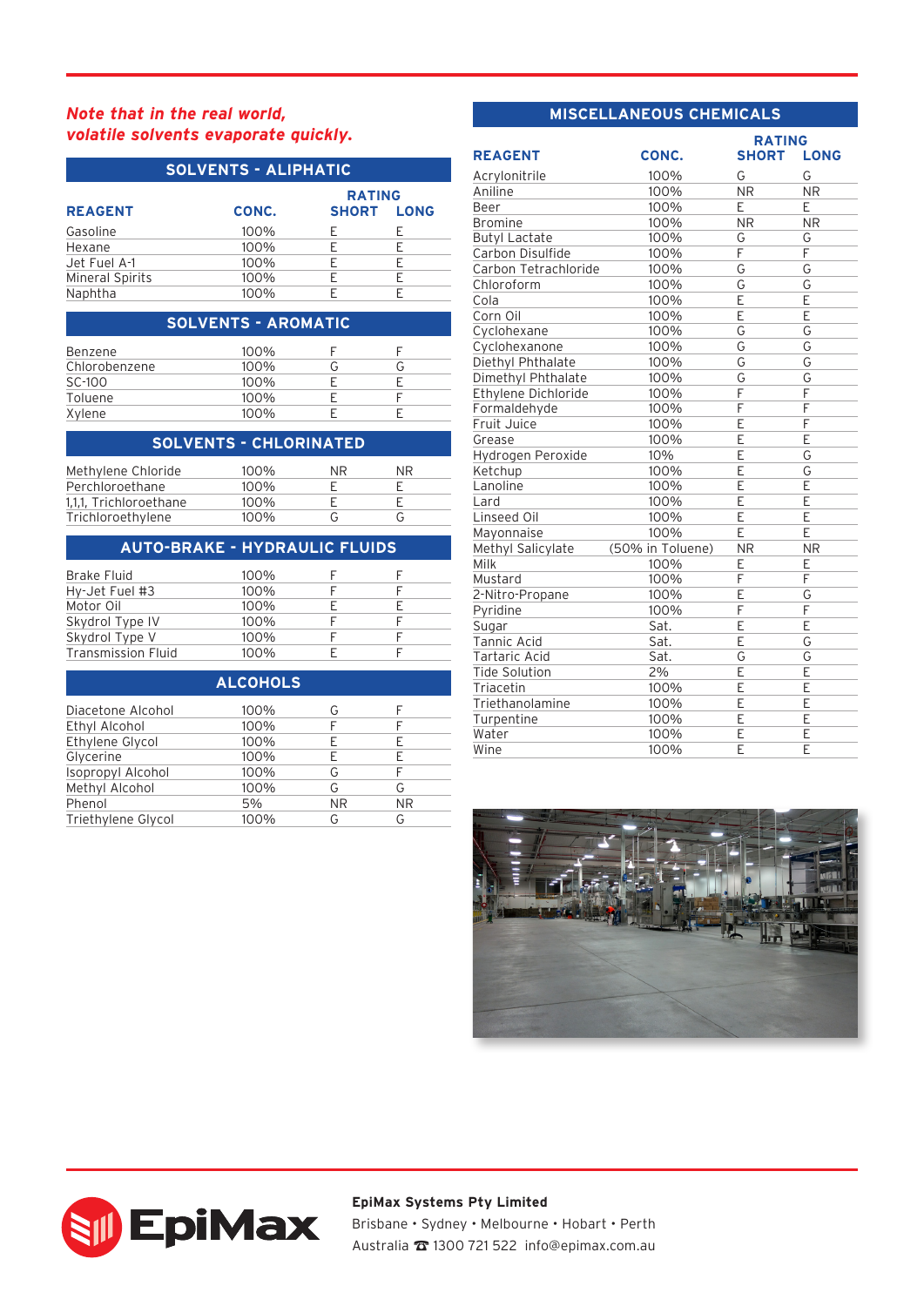*Note that in the real world, volatile solvents evaporate quickly.*

## SOLVENTS - ALIPHATIC

| REAGENT | CONC. | RATING SHORT | RATING LONG |
|---|---|---|---|
| Gasoline | 100% | E | E |
| Hexane | 100% | E | E |
| Jet Fuel A-1 | 100% | E | E |
| Mineral Spirits | 100% | E | E |
| Naphtha | 100% | E | E |

## SOLVENTS - AROMATIC

| REAGENT | CONC. | RATING SHORT | RATING LONG |
|---|---|---|---|
| Benzene | 100% | F | F |
| Chlorobenzene | 100% | G | G |
| SC-100 | 100% | E | E |
| Toluene | 100% | E | F |
| Xylene | 100% | E | E |

## SOLVENTS - CHLORINATED

| REAGENT | CONC. | RATING SHORT | RATING LONG |
|---|---|---|---|
| Methylene Chloride | 100% | NR | NR |
| Perchloroethane | 100% | E | E |
| 1,1,1, Trichloroethane | 100% | E | E |
| Trichloroethylene | 100% | G | G |

## AUTO-BRAKE - HYDRAULIC FLUIDS

| REAGENT | CONC. | RATING SHORT | RATING LONG |
|---|---|---|---|
| Brake Fluid | 100% | F | F |
| Hy-Jet Fuel #3 | 100% | F | F |
| Motor Oil | 100% | E | E |
| Skydrol Type IV | 100% | F | F |
| Skydrol Type V | 100% | F | F |
| Transmission Fluid | 100% | E | F |

## ALCOHOLS

| REAGENT | CONC. | RATING SHORT | RATING LONG |
|---|---|---|---|
| Diacetone Alcohol | 100% | G | F |
| Ethyl Alcohol | 100% | F | F |
| Ethylene Glycol | 100% | E | E |
| Glycerine | 100% | E | E |
| Isopropyl Alcohol | 100% | G | F |
| Methyl Alcohol | 100% | G | G |
| Phenol | 5% | NR | NR |
| Triethylene Glycol | 100% | G | G |

## MISCELLANEOUS CHEMICALS

| REAGENT | CONC. | RATING SHORT | RATING LONG |
|---|---|---|---|
| Acrylonitrile | 100% | G | G |
| Aniline | 100% | NR | NR |
| Beer | 100% | E | E |
| Bromine | 100% | NR | NR |
| Butyl Lactate | 100% | G | G |
| Carbon Disulfide | 100% | F | F |
| Carbon Tetrachloride | 100% | G | G |
| Chloroform | 100% | G | G |
| Cola | 100% | E | E |
| Corn Oil | 100% | E | E |
| Cyclohexane | 100% | G | G |
| Cyclohexanone | 100% | G | G |
| Diethyl Phthalate | 100% | G | G |
| Dimethyl Phthalate | 100% | G | G |
| Ethylene Dichloride | 100% | F | F |
| Formaldehyde | 100% | F | F |
| Fruit Juice | 100% | E | F |
| Grease | 100% | E | E |
| Hydrogen Peroxide | 10% | E | G |
| Ketchup | 100% | E | G |
| Lanoline | 100% | E | E |
| Lard | 100% | E | E |
| Linseed Oil | 100% | E | E |
| Mayonnaise | 100% | E | E |
| Methyl Salicylate | (50% in Toluene) | NR | NR |
| Milk | 100% | E | E |
| Mustard | 100% | F | F |
| 2-Nitro-Propane | 100% | E | G |
| Pyridine | 100% | F | F |
| Sugar | Sat. | E | E |
| Tannic Acid | Sat. | E | G |
| Tartaric Acid | Sat. | G | G |
| Tide Solution | 2% | E | E |
| Triacetin | 100% | E | E |
| Triethanolamine | 100% | E | E |
| Turpentine | 100% | E | E |
| Water | 100% | E | E |
| Wine | 100% | E | E |

**EpiMax Systems Pty Limited**
Brisbane • Sydney • Melbourne • Hobart • Perth
Australia ☎ 1300 721 522 info@epimax.com.au